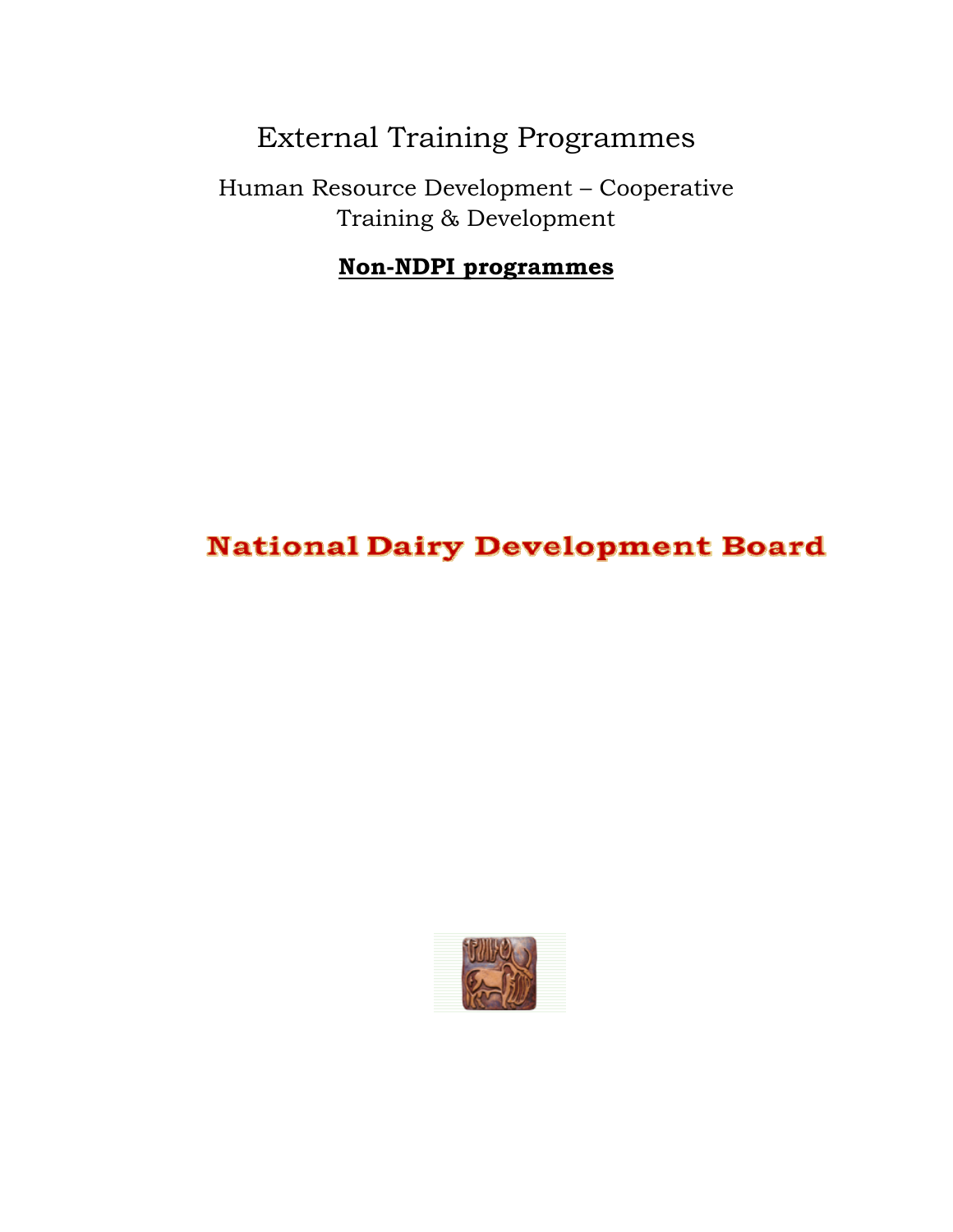# External Training Programmes

## Human Resource Development – Cooperative Training & Development

**Non-NDPI programmes**

**National Dairy Development Board**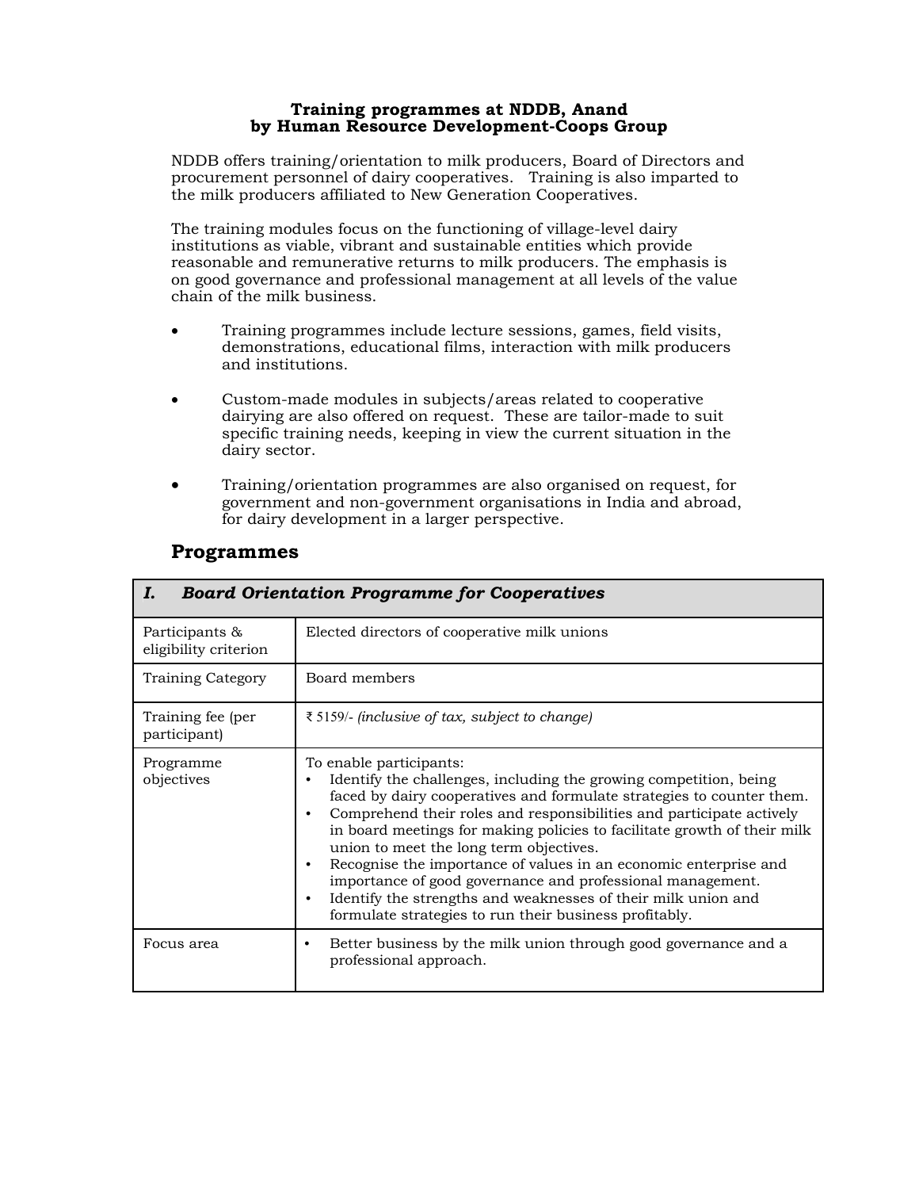**Training programmes at NDDB, Anand**
**by Human Resource Development-Coops Group**

NDDB offers training/orientation to milk producers, Board of Directors and procurement personnel of dairy cooperatives. Training is also imparted to the milk producers affiliated to New Generation Cooperatives.

The training modules focus on the functioning of village-level dairy institutions as viable, vibrant and sustainable entities which provide reasonable and remunerative returns to milk producers. The emphasis is on good governance and professional management at all levels of the value chain of the milk business.

- Training programmes include lecture sessions, games, field visits, demonstrations, educational films, interaction with milk producers and institutions.
- Custom-made modules in subjects/areas related to cooperative dairying are also offered on request. These are tailor-made to suit specific training needs, keeping in view the current situation in the dairy sector.
- Training/orientation programmes are also organised on request, for government and non-government organisations in India and abroad, for dairy development in a larger perspective.

## Programmes

| ***I. Board Orientation Programme for Cooperatives*** | |
|---|---|
| Participants & eligibility criterion | Elected directors of cooperative milk unions |
| Training Category | Board members |
| Training fee (per participant) | ₹ 5159/- *(inclusive of tax, subject to change)* |
| Programme objectives | To enable participants:<br>• Identify the challenges, including the growing competition, being faced by dairy cooperatives and formulate strategies to counter them.<br>• Comprehend their roles and responsibilities and participate actively in board meetings for making policies to facilitate growth of their milk union to meet the long term objectives.<br>• Recognise the importance of values in an economic enterprise and importance of good governance and professional management.<br>• Identify the strengths and weaknesses of their milk union and formulate strategies to run their business profitably. |
| Focus area | • Better business by the milk union through good governance and a professional approach. |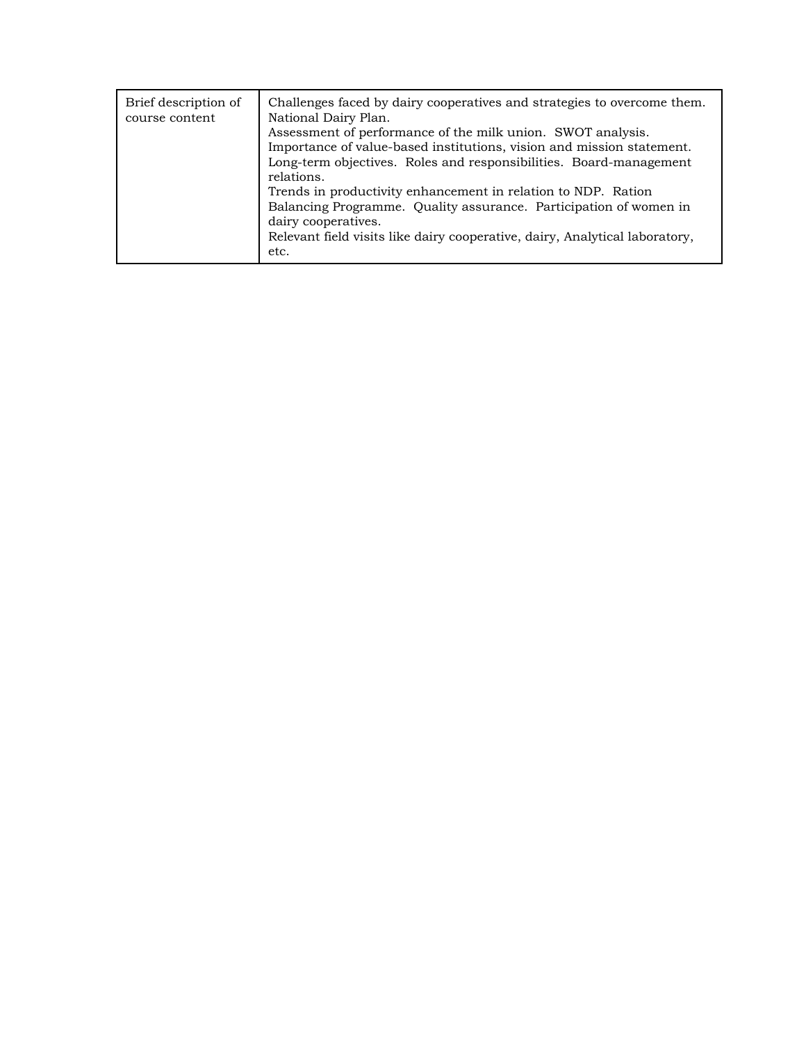| Brief description of course content | Challenges faced by dairy cooperatives and strategies to overcome them. National Dairy Plan.<br>Assessment of performance of the milk union. SWOT analysis.<br>Importance of value-based institutions, vision and mission statement.<br>Long-term objectives. Roles and responsibilities. Board-management relations.<br>Trends in productivity enhancement in relation to NDP. Ration Balancing Programme. Quality assurance. Participation of women in dairy cooperatives.<br>Relevant field visits like dairy cooperative, dairy, Analytical laboratory, etc. |
|---|---|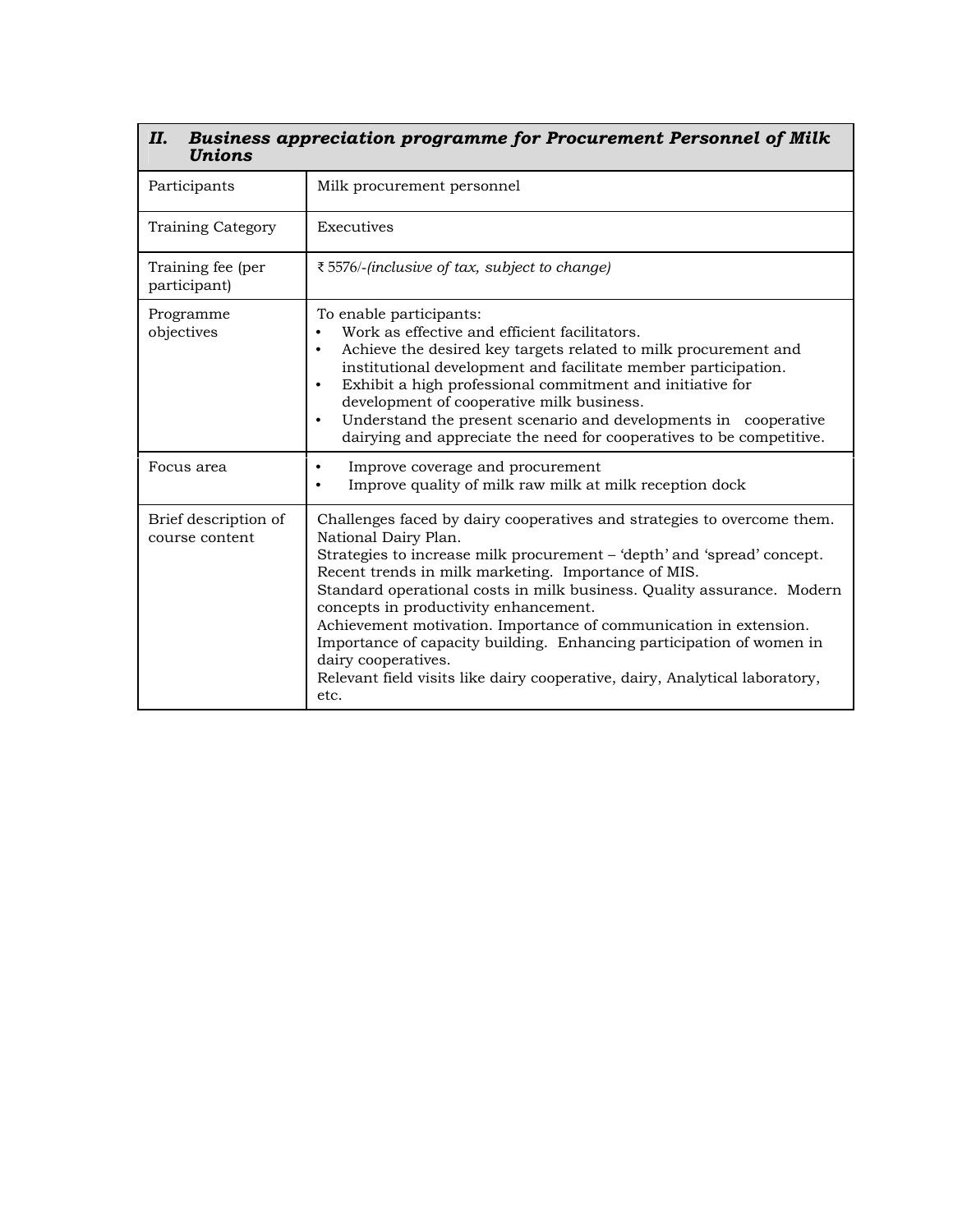| *II. Business appreciation programme for Procurement Personnel of Milk Unions* | |
|---|---|
| Participants | Milk procurement personnel |
| Training Category | Executives |
| Training fee (per participant) | ₹ 5576/-*(inclusive of tax, subject to change)* |
| Programme objectives | To enable participants:<br>• Work as effective and efficient facilitators.<br>• Achieve the desired key targets related to milk procurement and institutional development and facilitate member participation.<br>• Exhibit a high professional commitment and initiative for development of cooperative milk business.<br>• Understand the present scenario and developments in cooperative dairying and appreciate the need for cooperatives to be competitive. |
| Focus area | • Improve coverage and procurement<br>• Improve quality of milk raw milk at milk reception dock |
| Brief description of course content | Challenges faced by dairy cooperatives and strategies to overcome them. National Dairy Plan.<br>Strategies to increase milk procurement – 'depth' and 'spread' concept.<br>Recent trends in milk marketing. Importance of MIS.<br>Standard operational costs in milk business. Quality assurance. Modern concepts in productivity enhancement.<br>Achievement motivation. Importance of communication in extension.<br>Importance of capacity building. Enhancing participation of women in dairy cooperatives.<br>Relevant field visits like dairy cooperative, dairy, Analytical laboratory, etc. |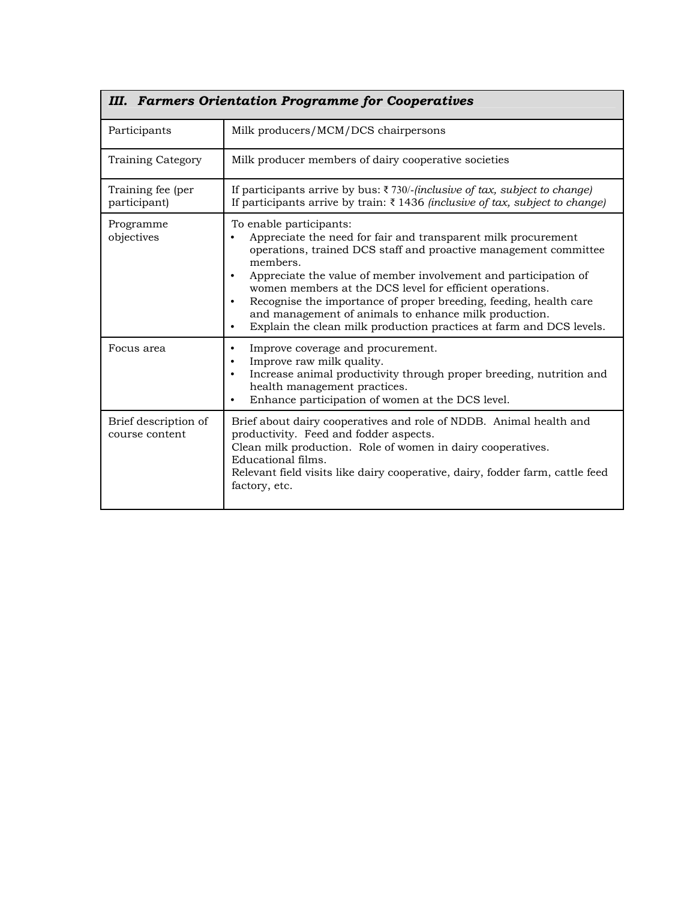| *III. Farmers Orientation Programme for Cooperatives* | |
|---|---|
| Participants | Milk producers/MCM/DCS chairpersons |
| Training Category | Milk producer members of dairy cooperative societies |
| Training fee (per participant) | If participants arrive by bus: ₹ 730/-*(inclusive of tax, subject to change)*<br>If participants arrive by train: ₹ 1436 *(inclusive of tax, subject to change)* |
| Programme objectives | To enable participants:<br>• Appreciate the need for fair and transparent milk procurement operations, trained DCS staff and proactive management committee members.<br>• Appreciate the value of member involvement and participation of women members at the DCS level for efficient operations.<br>• Recognise the importance of proper breeding, feeding, health care and management of animals to enhance milk production.<br>• Explain the clean milk production practices at farm and DCS levels. |
| Focus area | • Improve coverage and procurement.<br>• Improve raw milk quality.<br>• Increase animal productivity through proper breeding, nutrition and health management practices.<br>• Enhance participation of women at the DCS level. |
| Brief description of course content | Brief about dairy cooperatives and role of NDDB. Animal health and productivity. Feed and fodder aspects.<br>Clean milk production. Role of women in dairy cooperatives.<br>Educational films.<br>Relevant field visits like dairy cooperative, dairy, fodder farm, cattle feed factory, etc. |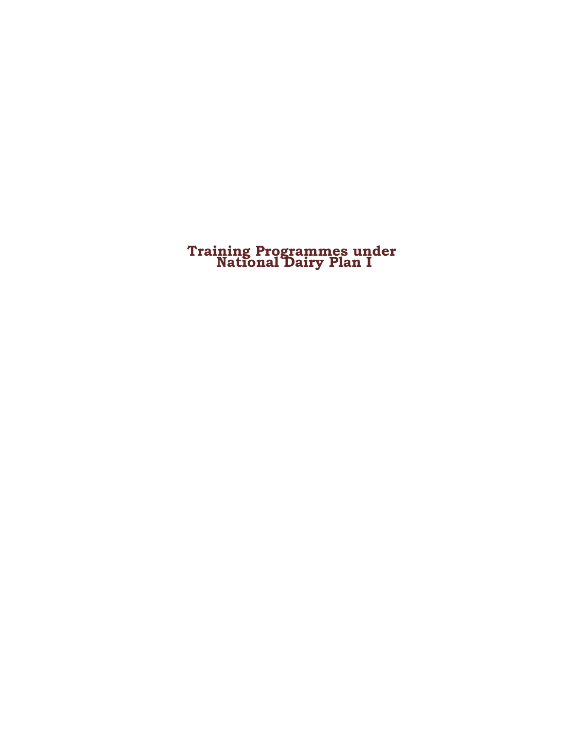# Training Programmes under National Dairy Plan I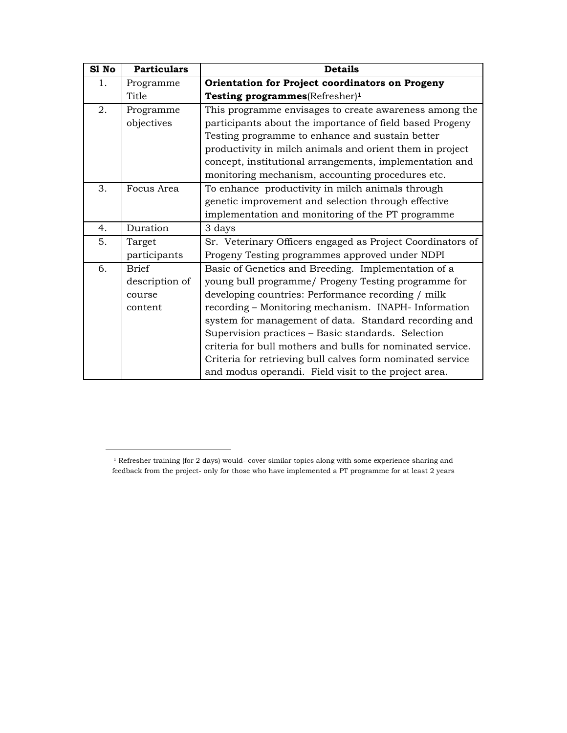| Sl No | Particulars | Details |
|---|---|---|
| 1. | Programme Title | **Orientation for Project coordinators on Progeny Testing programmes**(Refresher)[1] |
| 2. | Programme objectives | This programme envisages to create awareness among the participants about the importance of field based Progeny Testing programme to enhance and sustain better productivity in milch animals and orient them in project concept, institutional arrangements, implementation and monitoring mechanism, accounting procedures etc. |
| 3. | Focus Area | To enhance productivity in milch animals through genetic improvement and selection through effective implementation and monitoring of the PT programme |
| 4. | Duration | 3 days |
| 5. | Target participants | Sr. Veterinary Officers engaged as Project Coordinators of Progeny Testing programmes approved under NDPI |
| 6. | Brief description of course content | Basic of Genetics and Breeding. Implementation of a young bull programme/ Progeny Testing programme for developing countries: Performance recording / milk recording – Monitoring mechanism. INAPH- Information system for management of data. Standard recording and Supervision practices – Basic standards. Selection criteria for bull mothers and bulls for nominated service. Criteria for retrieving bull calves form nominated service and modus operandi. Field visit to the project area. |

[1] Refresher training (for 2 days) would- cover similar topics along with some experience sharing and feedback from the project- only for those who have implemented a PT programme for at least 2 years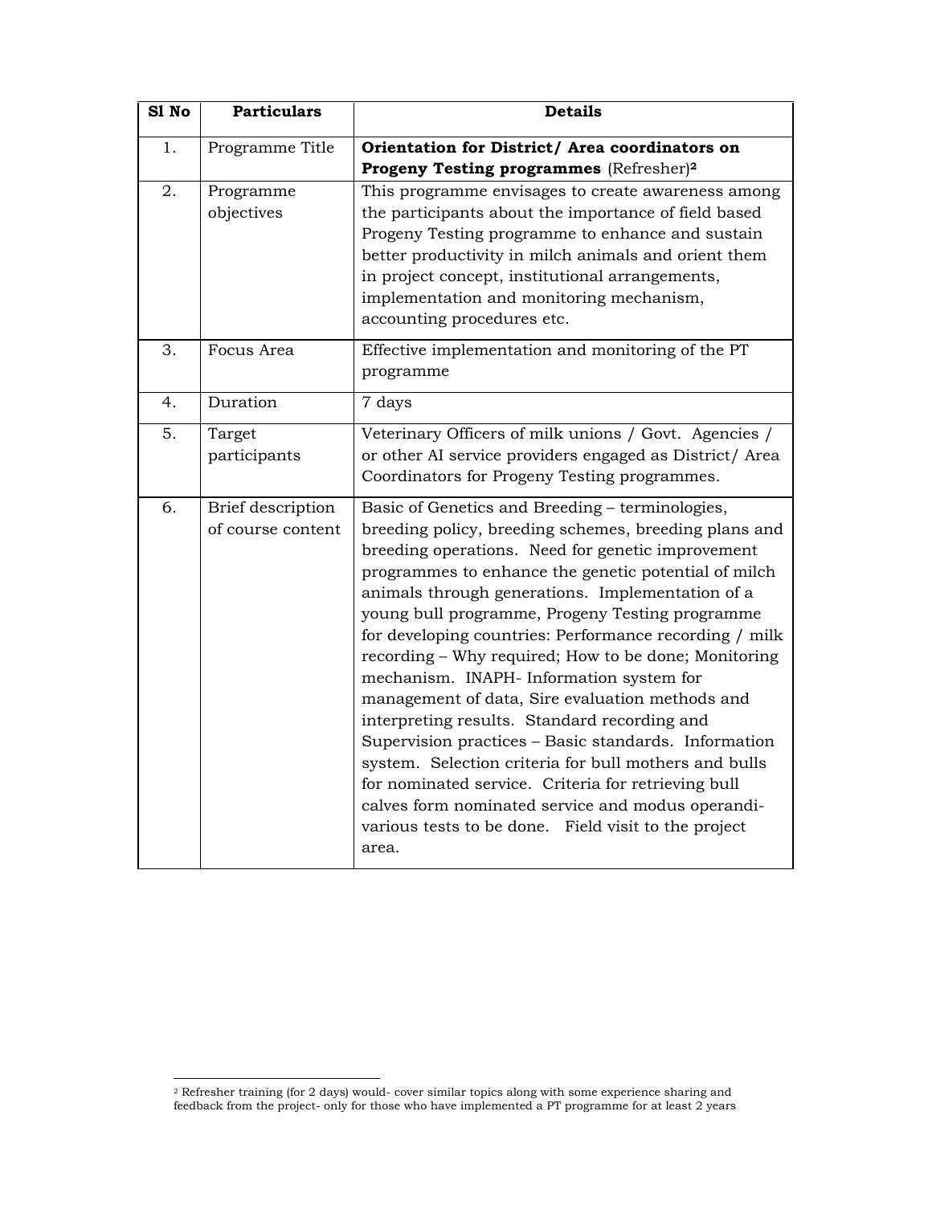| Sl No | Particulars | Details |
|---|---|---|
| 1. | Programme Title | **Orientation for District/ Area coordinators on Progeny Testing programmes** (Refresher)[2] |
| 2. | Programme objectives | This programme envisages to create awareness among the participants about the importance of field based Progeny Testing programme to enhance and sustain better productivity in milch animals and orient them in project concept, institutional arrangements, implementation and monitoring mechanism, accounting procedures etc. |
| 3. | Focus Area | Effective implementation and monitoring of the PT programme |
| 4. | Duration | 7 days |
| 5. | Target participants | Veterinary Officers of milk unions / Govt. Agencies / or other AI service providers engaged as District/ Area Coordinators for Progeny Testing programmes. |
| 6. | Brief description of course content | Basic of Genetics and Breeding – terminologies, breeding policy, breeding schemes, breeding plans and breeding operations. Need for genetic improvement programmes to enhance the genetic potential of milch animals through generations. Implementation of a young bull programme, Progeny Testing programme for developing countries: Performance recording / milk recording – Why required; How to be done; Monitoring mechanism. INAPH- Information system for management of data, Sire evaluation methods and interpreting results. Standard recording and Supervision practices – Basic standards. Information system. Selection criteria for bull mothers and bulls for nominated service. Criteria for retrieving bull calves form nominated service and modus operandi- various tests to be done. Field visit to the project area. |

[2] Refresher training (for 2 days) would- cover similar topics along with some experience sharing and feedback from the project- only for those who have implemented a PT programme for at least 2 years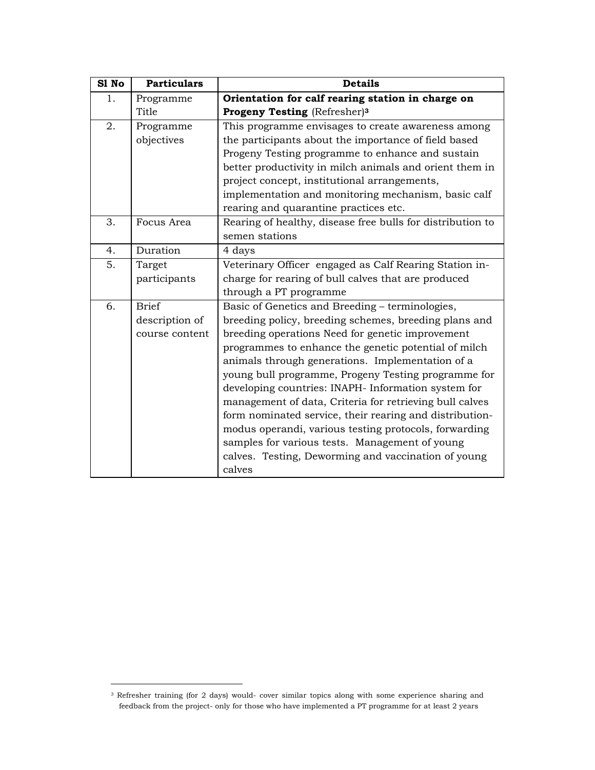| Sl No | Particulars | Details |
|---|---|---|
| 1. | Programme Title | **Orientation for calf rearing station in charge on Progeny Testing** (Refresher)[3] |
| 2. | Programme objectives | This programme envisages to create awareness among the participants about the importance of field based Progeny Testing programme to enhance and sustain better productivity in milch animals and orient them in project concept, institutional arrangements, implementation and monitoring mechanism, basic calf rearing and quarantine practices etc. |
| 3. | Focus Area | Rearing of healthy, disease free bulls for distribution to semen stations |
| 4. | Duration | 4 days |
| 5. | Target participants | Veterinary Officer engaged as Calf Rearing Station in-charge for rearing of bull calves that are produced through a PT programme |
| 6. | Brief description of course content | Basic of Genetics and Breeding – terminologies, breeding policy, breeding schemes, breeding plans and breeding operations Need for genetic improvement programmes to enhance the genetic potential of milch animals through generations. Implementation of a young bull programme, Progeny Testing programme for developing countries: INAPH- Information system for management of data, Criteria for retrieving bull calves form nominated service, their rearing and distribution-modus operandi, various testing protocols, forwarding samples for various tests. Management of young calves. Testing, Deworming and vaccination of young calves |

[3] Refresher training (for 2 days) would- cover similar topics along with some experience sharing and feedback from the project- only for those who have implemented a PT programme for at least 2 years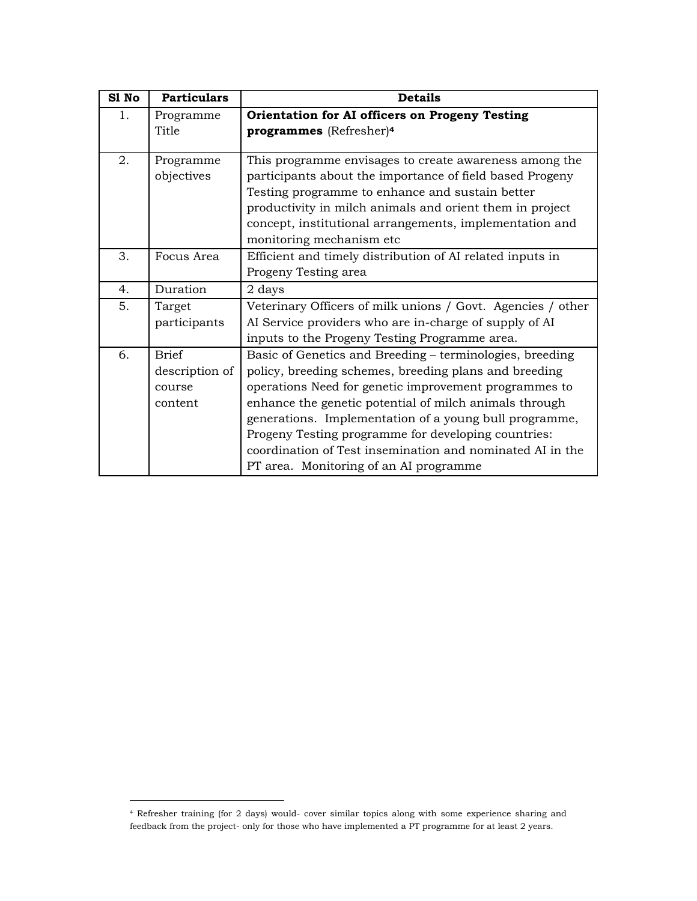| Sl No | Particulars | Details |
|---|---|---|
| 1. | Programme Title | **Orientation for AI officers on Progeny Testing programmes** (Refresher)[4] |
| 2. | Programme objectives | This programme envisages to create awareness among the participants about the importance of field based Progeny Testing programme to enhance and sustain better productivity in milch animals and orient them in project concept, institutional arrangements, implementation and monitoring mechanism etc |
| 3. | Focus Area | Efficient and timely distribution of AI related inputs in Progeny Testing area |
| 4. | Duration | 2 days |
| 5. | Target participants | Veterinary Officers of milk unions / Govt. Agencies / other AI Service providers who are in-charge of supply of AI inputs to the Progeny Testing Programme area. |
| 6. | Brief description of course content | Basic of Genetics and Breeding – terminologies, breeding policy, breeding schemes, breeding plans and breeding operations Need for genetic improvement programmes to enhance the genetic potential of milch animals through generations. Implementation of a young bull programme, Progeny Testing programme for developing countries: coordination of Test insemination and nominated AI in the PT area. Monitoring of an AI programme |

[4] Refresher training (for 2 days) would- cover similar topics along with some experience sharing and feedback from the project- only for those who have implemented a PT programme for at least 2 years.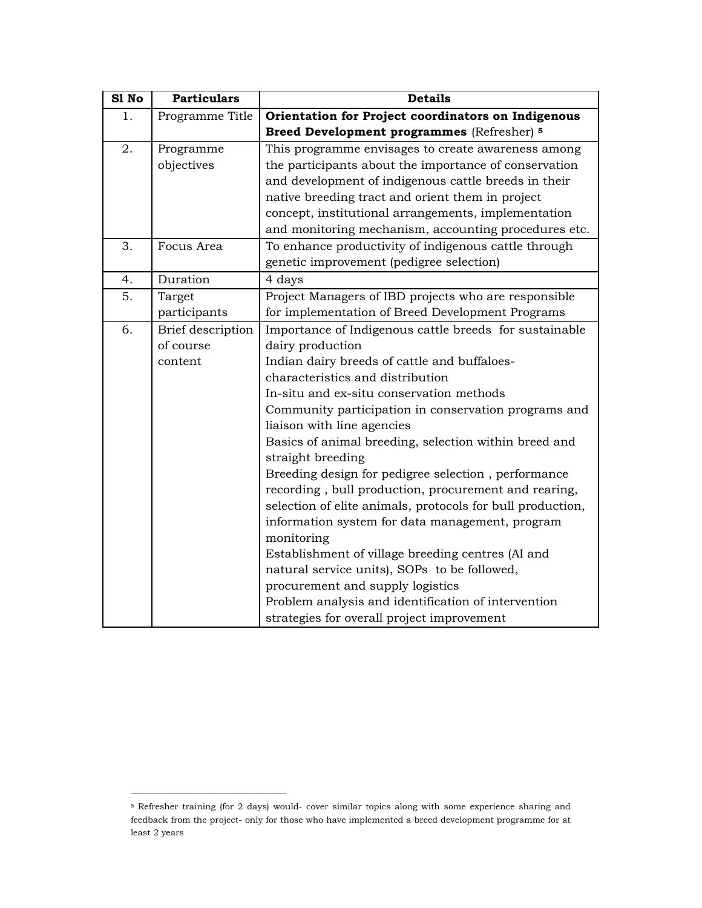| Sl No | Particulars | Details |
|---|---|---|
| 1. | Programme Title | **Orientation for Project coordinators on Indigenous Breed Development programmes** (Refresher) [5] |
| 2. | Programme objectives | This programme envisages to create awareness among the participants about the importance of conservation and development of indigenous cattle breeds in their native breeding tract and orient them in project concept, institutional arrangements, implementation and monitoring mechanism, accounting procedures etc. |
| 3. | Focus Area | To enhance productivity of indigenous cattle through genetic improvement (pedigree selection) |
| 4. | Duration | 4 days |
| 5. | Target participants | Project Managers of IBD projects who are responsible for implementation of Breed Development Programs |
| 6. | Brief description of course content | Importance of Indigenous cattle breeds for sustainable dairy production<br>Indian dairy breeds of cattle and buffaloes- characteristics and distribution<br>In-situ and ex-situ conservation methods<br>Community participation in conservation programs and liaison with line agencies<br>Basics of animal breeding, selection within breed and straight breeding<br>Breeding design for pedigree selection , performance recording , bull production, procurement and rearing, selection of elite animals, protocols for bull production, information system for data management, program monitoring<br>Establishment of village breeding centres (AI and natural service units), SOPs to be followed, procurement and supply logistics<br>Problem analysis and identification of intervention strategies for overall project improvement |

[5] Refresher training (for 2 days) would- cover similar topics along with some experience sharing and feedback from the project- only for those who have implemented a breed development programme for at least 2 years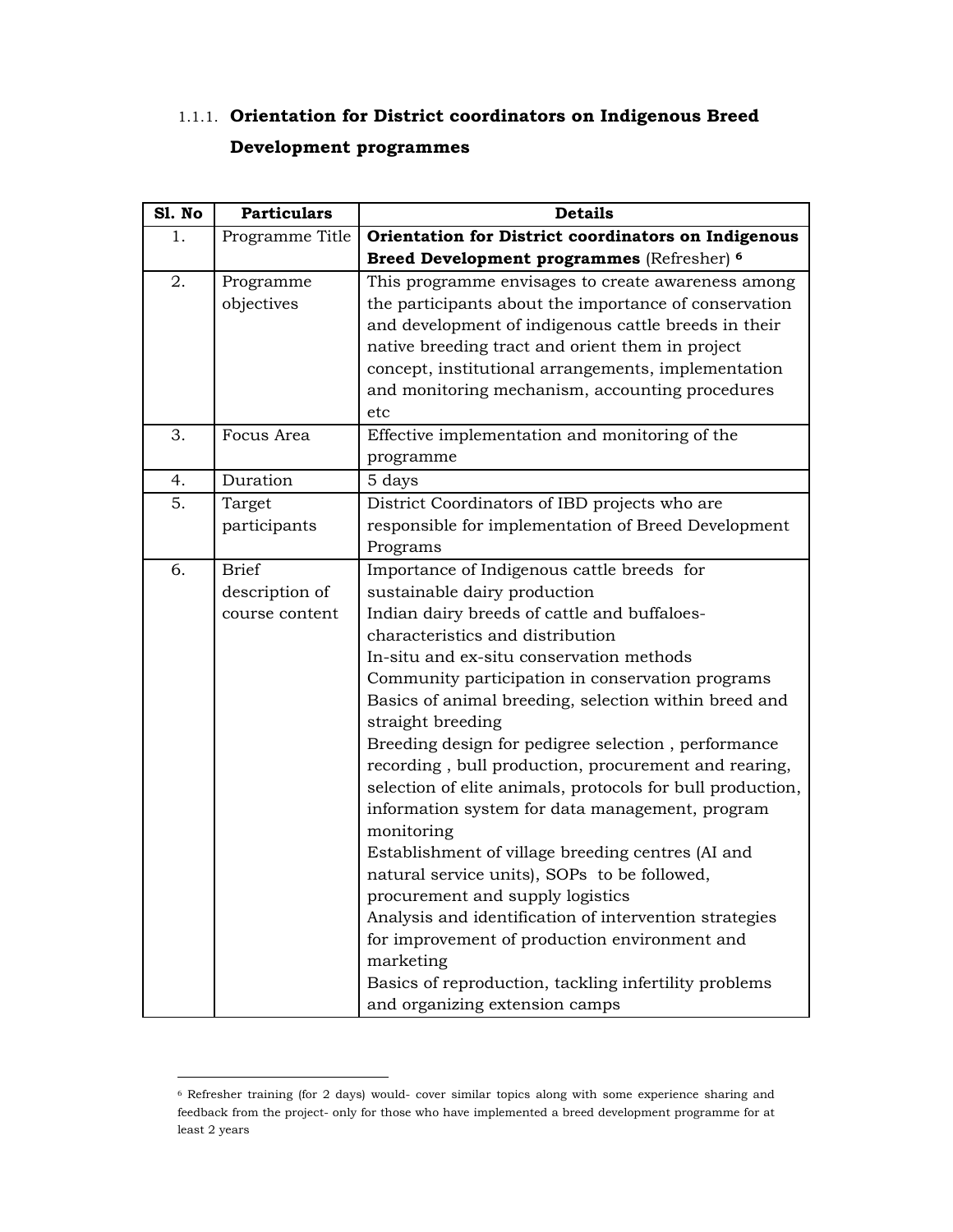### 1.1.1. Orientation for District coordinators on Indigenous Breed Development programmes

| Sl. No | Particulars | Details |
|---|---|---|
| 1. | Programme Title | **Orientation for District coordinators on Indigenous Breed Development programmes** (Refresher) [6] |
| 2. | Programme objectives | This programme envisages to create awareness among the participants about the importance of conservation and development of indigenous cattle breeds in their native breeding tract and orient them in project concept, institutional arrangements, implementation and monitoring mechanism, accounting procedures etc |
| 3. | Focus Area | Effective implementation and monitoring of the programme |
| 4. | Duration | 5 days |
| 5. | Target participants | District Coordinators of IBD projects who are responsible for implementation of Breed Development Programs |
| 6. | Brief description of course content | Importance of Indigenous cattle breeds for sustainable dairy production<br>Indian dairy breeds of cattle and buffaloes- characteristics and distribution<br>In-situ and ex-situ conservation methods<br>Community participation in conservation programs<br>Basics of animal breeding, selection within breed and straight breeding<br>Breeding design for pedigree selection , performance recording , bull production, procurement and rearing, selection of elite animals, protocols for bull production, information system for data management, program monitoring<br>Establishment of village breeding centres (AI and natural service units), SOPs to be followed, procurement and supply logistics<br>Analysis and identification of intervention strategies for improvement of production environment and marketing<br>Basics of reproduction, tackling infertility problems and organizing extension camps |

[6] Refresher training (for 2 days) would- cover similar topics along with some experience sharing and feedback from the project- only for those who have implemented a breed development programme for at least 2 years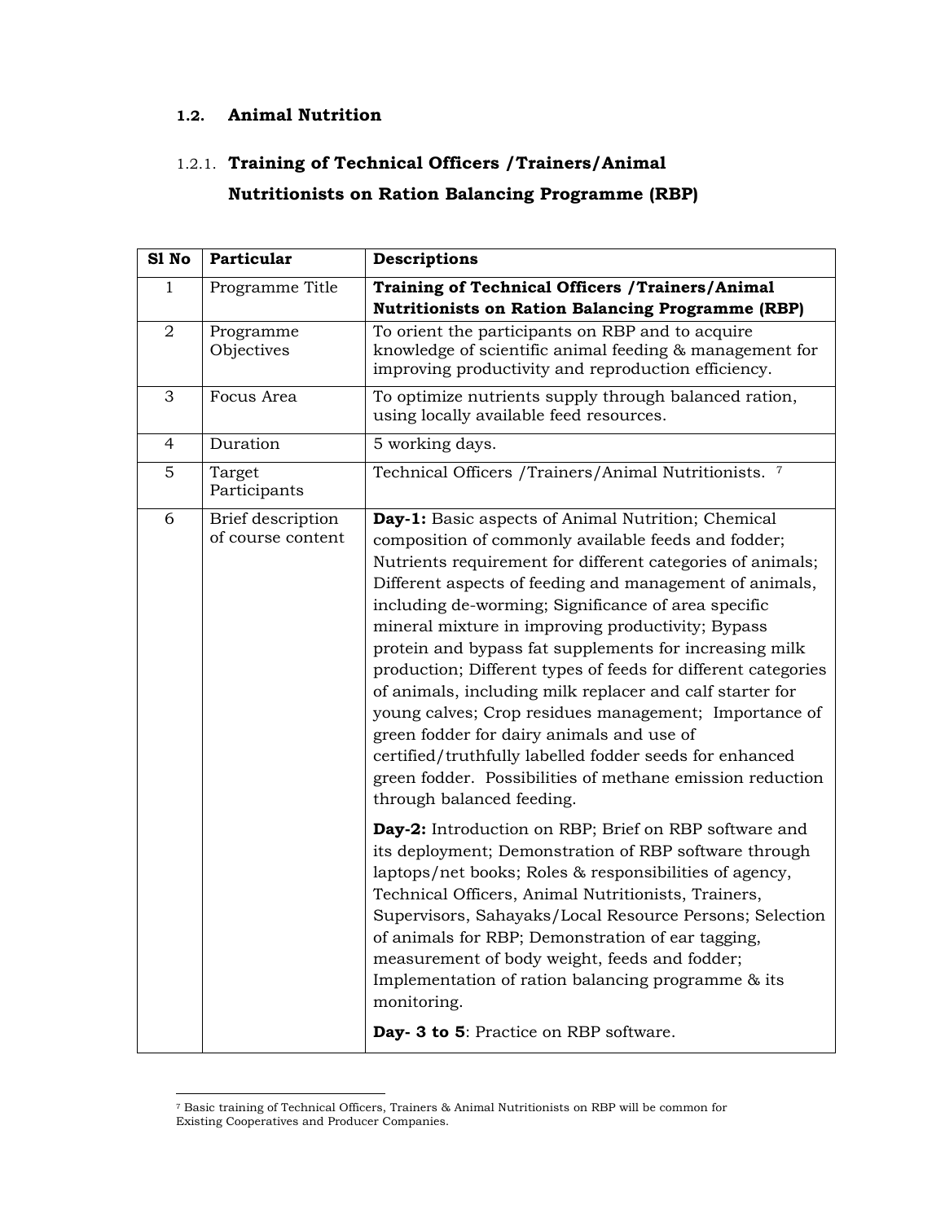### 1.2. Animal Nutrition

#### 1.2.1. Training of Technical Officers /Trainers/Animal Nutritionists on Ration Balancing Programme (RBP)

| Sl No | Particular | Descriptions |
|---|---|---|
| 1 | Programme Title | **Training of Technical Officers /Trainers/Animal Nutritionists on Ration Balancing Programme (RBP)** |
| 2 | Programme Objectives | To orient the participants on RBP and to acquire knowledge of scientific animal feeding & management for improving productivity and reproduction efficiency. |
| 3 | Focus Area | To optimize nutrients supply through balanced ration, using locally available feed resources. |
| 4 | Duration | 5 working days. |
| 5 | Target Participants | Technical Officers /Trainers/Animal Nutritionists. [7] |
| 6 | Brief description of course content | **Day-1:** Basic aspects of Animal Nutrition; Chemical composition of commonly available feeds and fodder; Nutrients requirement for different categories of animals; Different aspects of feeding and management of animals, including de-worming; Significance of area specific mineral mixture in improving productivity; Bypass protein and bypass fat supplements for increasing milk production; Different types of feeds for different categories of animals, including milk replacer and calf starter for young calves; Crop residues management; Importance of green fodder for dairy animals and use of certified/truthfully labelled fodder seeds for enhanced green fodder. Possibilities of methane emission reduction through balanced feeding.<br><br>**Day-2:** Introduction on RBP; Brief on RBP software and its deployment; Demonstration of RBP software through laptops/net books; Roles & responsibilities of agency, Technical Officers, Animal Nutritionists, Trainers, Supervisors, Sahayaks/Local Resource Persons; Selection of animals for RBP; Demonstration of ear tagging, measurement of body weight, feeds and fodder; Implementation of ration balancing programme & its monitoring.<br><br>**Day- 3 to 5**: Practice on RBP software. |

[7] Basic training of Technical Officers, Trainers & Animal Nutritionists on RBP will be common for Existing Cooperatives and Producer Companies.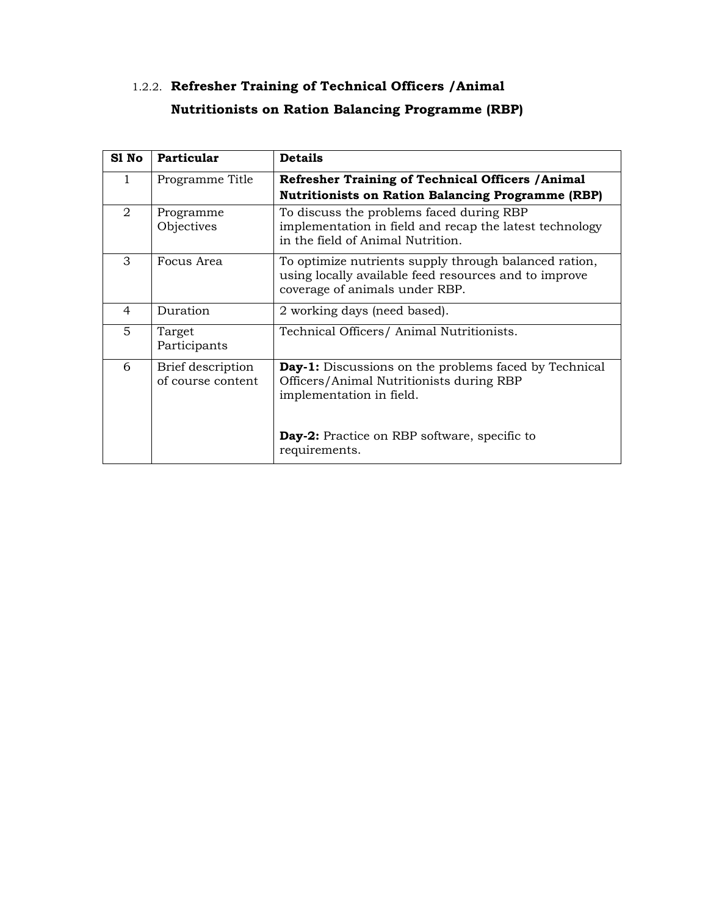### 1.2.2. Refresher Training of Technical Officers /Animal Nutritionists on Ration Balancing Programme (RBP)

| Sl No | Particular | Details |
|---|---|---|
| 1 | Programme Title | **Refresher Training of Technical Officers /Animal Nutritionists on Ration Balancing Programme (RBP)** |
| 2 | Programme Objectives | To discuss the problems faced during RBP implementation in field and recap the latest technology in the field of Animal Nutrition. |
| 3 | Focus Area | To optimize nutrients supply through balanced ration, using locally available feed resources and to improve coverage of animals under RBP. |
| 4 | Duration | 2 working days (need based). |
| 5 | Target Participants | Technical Officers/ Animal Nutritionists. |
| 6 | Brief description of course content | **Day-1:** Discussions on the problems faced by Technical Officers/Animal Nutritionists during RBP implementation in field.<br><br>**Day-2:** Practice on RBP software, specific to requirements. |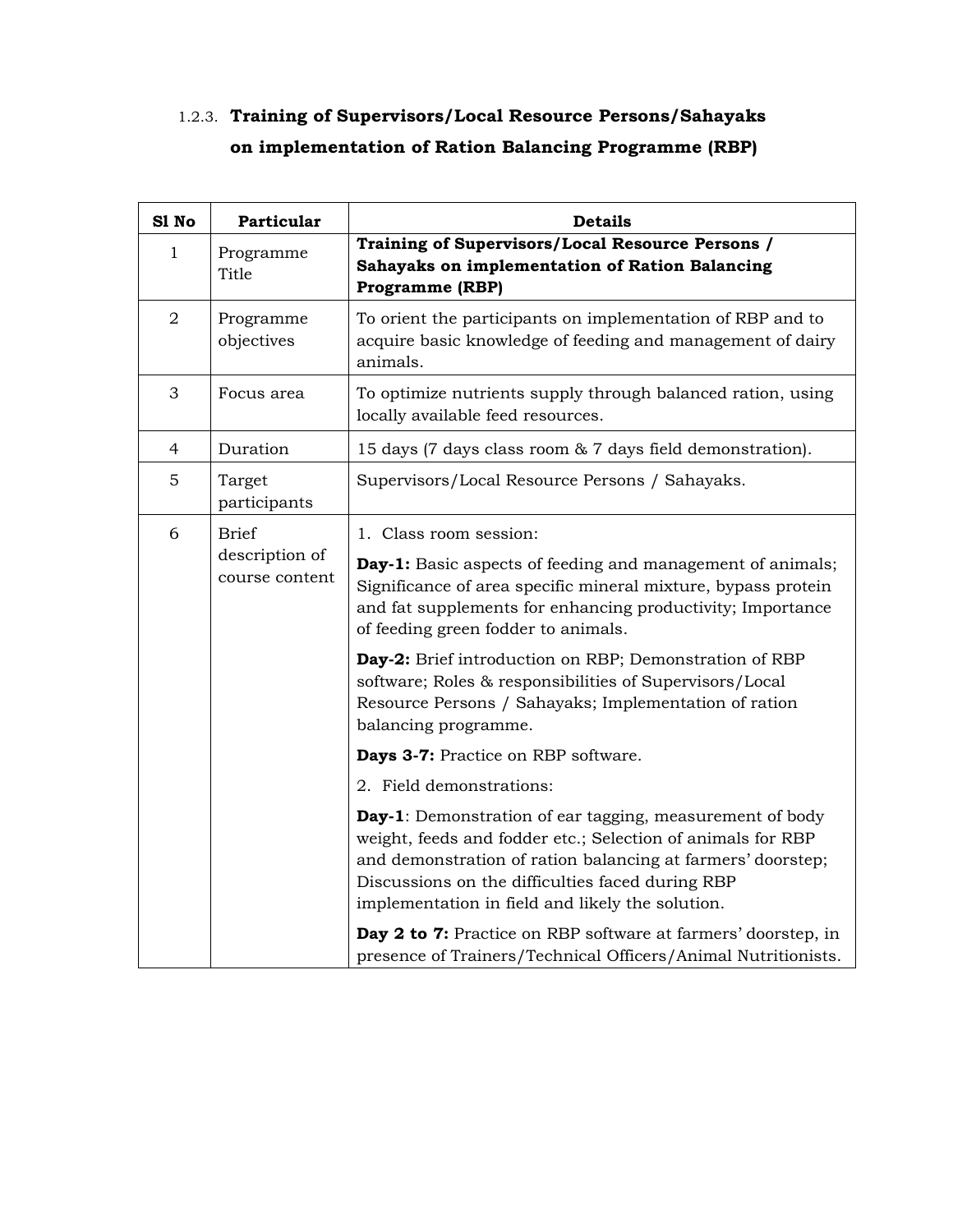### 1.2.3. **Training of Supervisors/Local Resource Persons/Sahayaks on implementation of Ration Balancing Programme (RBP)**

| Sl No | Particular | Details |
|---|---|---|
| 1 | Programme Title | **Training of Supervisors/Local Resource Persons / Sahayaks on implementation of Ration Balancing Programme (RBP)** |
| 2 | Programme objectives | To orient the participants on implementation of RBP and to acquire basic knowledge of feeding and management of dairy animals. |
| 3 | Focus area | To optimize nutrients supply through balanced ration, using locally available feed resources. |
| 4 | Duration | 15 days (7 days class room & 7 days field demonstration). |
| 5 | Target participants | Supervisors/Local Resource Persons / Sahayaks. |
| 6 | Brief description of course content | 1. Class room session:<br><br>**Day-1:** Basic aspects of feeding and management of animals; Significance of area specific mineral mixture, bypass protein and fat supplements for enhancing productivity; Importance of feeding green fodder to animals.<br><br>**Day-2:** Brief introduction on RBP; Demonstration of RBP software; Roles & responsibilities of Supervisors/Local Resource Persons / Sahayaks; Implementation of ration balancing programme.<br><br>**Days 3-7:** Practice on RBP software.<br><br>2. Field demonstrations:<br><br>**Day-1**: Demonstration of ear tagging, measurement of body weight, feeds and fodder etc.; Selection of animals for RBP and demonstration of ration balancing at farmers' doorstep; Discussions on the difficulties faced during RBP implementation in field and likely the solution.<br><br>**Day 2 to 7:** Practice on RBP software at farmers' doorstep, in presence of Trainers/Technical Officers/Animal Nutritionists. |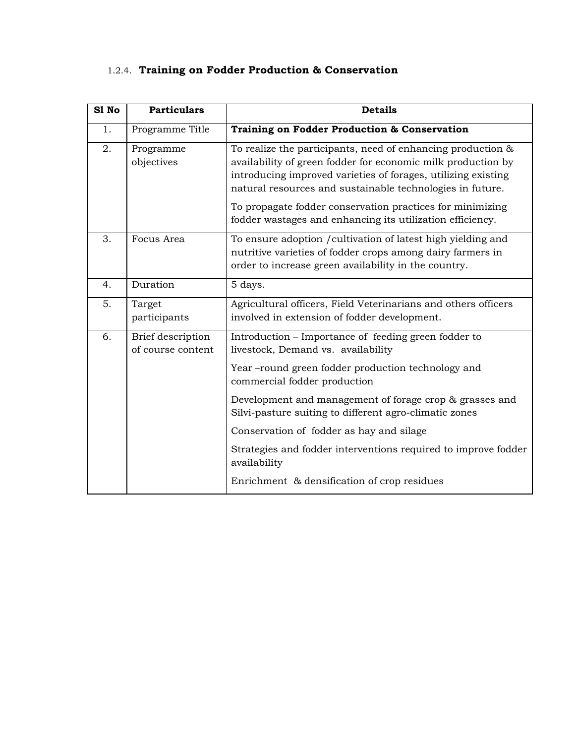### 1.2.4. **Training on Fodder Production & Conservation**

| Sl No | Particulars | Details |
|---|---|---|
| 1. | Programme Title | **Training on Fodder Production & Conservation** |
| 2. | Programme objectives | To realize the participants, need of enhancing production & availability of green fodder for economic milk production by introducing improved varieties of forages, utilizing existing natural resources and sustainable technologies in future.<br><br>To propagate fodder conservation practices for minimizing fodder wastages and enhancing its utilization efficiency. |
| 3. | Focus Area | To ensure adoption /cultivation of latest high yielding and nutritive varieties of fodder crops among dairy farmers in order to increase green availability in the country. |
| 4. | Duration | 5 days. |
| 5. | Target participants | Agricultural officers, Field Veterinarians and others officers involved in extension of fodder development. |
| 6. | Brief description of course content | Introduction – Importance of feeding green fodder to livestock, Demand vs. availability<br><br>Year –round green fodder production technology and commercial fodder production<br><br>Development and management of forage crop & grasses and Silvi-pasture suiting to different agro-climatic zones<br><br>Conservation of fodder as hay and silage<br><br>Strategies and fodder interventions required to improve fodder availability<br><br>Enrichment & densification of crop residues |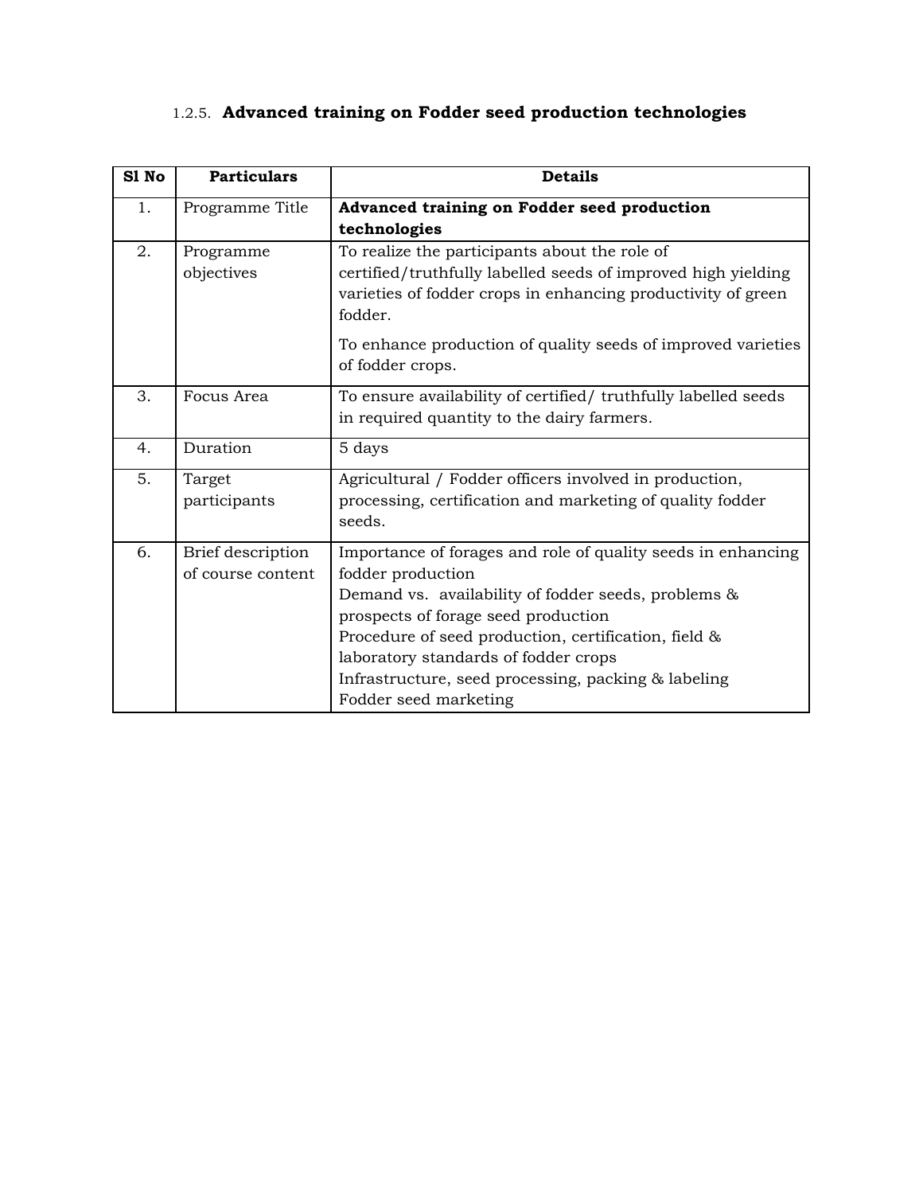### 1.2.5. **Advanced training on Fodder seed production technologies**

| Sl No | Particulars | Details |
|---|---|---|
| 1. | Programme Title | **Advanced training on Fodder seed production technologies** |
| 2. | Programme objectives | To realize the participants about the role of certified/truthfully labelled seeds of improved high yielding varieties of fodder crops in enhancing productivity of green fodder.<br><br>To enhance production of quality seeds of improved varieties of fodder crops. |
| 3. | Focus Area | To ensure availability of certified/ truthfully labelled seeds in required quantity to the dairy farmers. |
| 4. | Duration | 5 days |
| 5. | Target participants | Agricultural / Fodder officers involved in production, processing, certification and marketing of quality fodder seeds. |
| 6. | Brief description of course content | Importance of forages and role of quality seeds in enhancing fodder production<br>Demand vs. availability of fodder seeds, problems & prospects of forage seed production<br>Procedure of seed production, certification, field & laboratory standards of fodder crops<br>Infrastructure, seed processing, packing & labeling<br>Fodder seed marketing |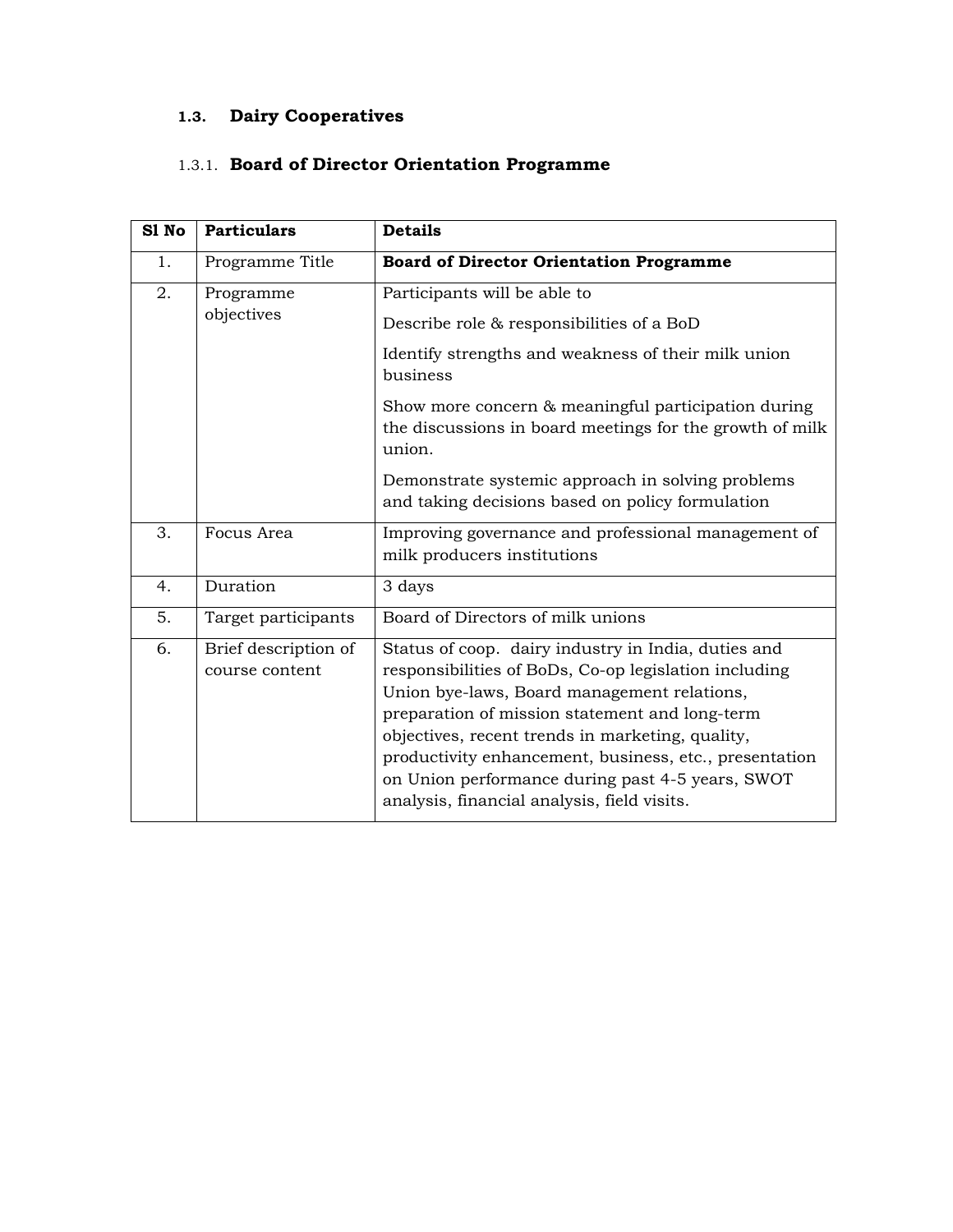## 1.3. Dairy Cooperatives

### 1.3.1. Board of Director Orientation Programme

| Sl No | Particulars | Details |
|---|---|---|
| 1. | Programme Title | **Board of Director Orientation Programme** |
| 2. | Programme objectives | Participants will be able to<br>Describe role & responsibilities of a BoD<br>Identify strengths and weakness of their milk union business<br>Show more concern & meaningful participation during the discussions in board meetings for the growth of milk union.<br>Demonstrate systemic approach in solving problems and taking decisions based on policy formulation |
| 3. | Focus Area | Improving governance and professional management of milk producers institutions |
| 4. | Duration | 3 days |
| 5. | Target participants | Board of Directors of milk unions |
| 6. | Brief description of course content | Status of coop. dairy industry in India, duties and responsibilities of BoDs, Co-op legislation including Union bye-laws, Board management relations, preparation of mission statement and long-term objectives, recent trends in marketing, quality, productivity enhancement, business, etc., presentation on Union performance during past 4-5 years, SWOT analysis, financial analysis, field visits. |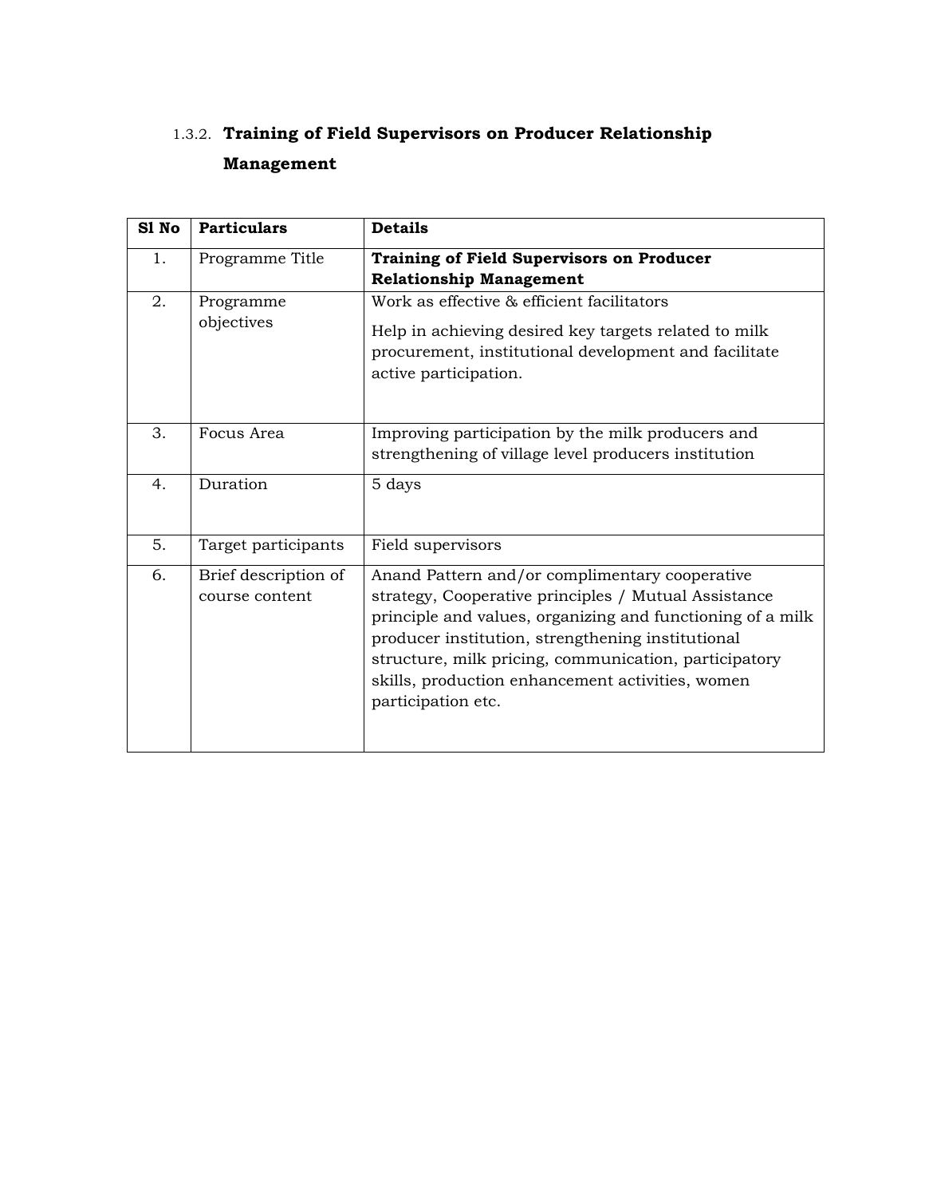### 1.3.2. Training of Field Supervisors on Producer Relationship Management

| Sl No | Particulars | Details |
|---|---|---|
| 1. | Programme Title | **Training of Field Supervisors on Producer Relationship Management** |
| 2. | Programme objectives | Work as effective & efficient facilitators<br><br>Help in achieving desired key targets related to milk procurement, institutional development and facilitate active participation. |
| 3. | Focus Area | Improving participation by the milk producers and strengthening of village level producers institution |
| 4. | Duration | 5 days |
| 5. | Target participants | Field supervisors |
| 6. | Brief description of course content | Anand Pattern and/or complimentary cooperative strategy, Cooperative principles / Mutual Assistance principle and values, organizing and functioning of a milk producer institution, strengthening institutional structure, milk pricing, communication, participatory skills, production enhancement activities, women participation etc. |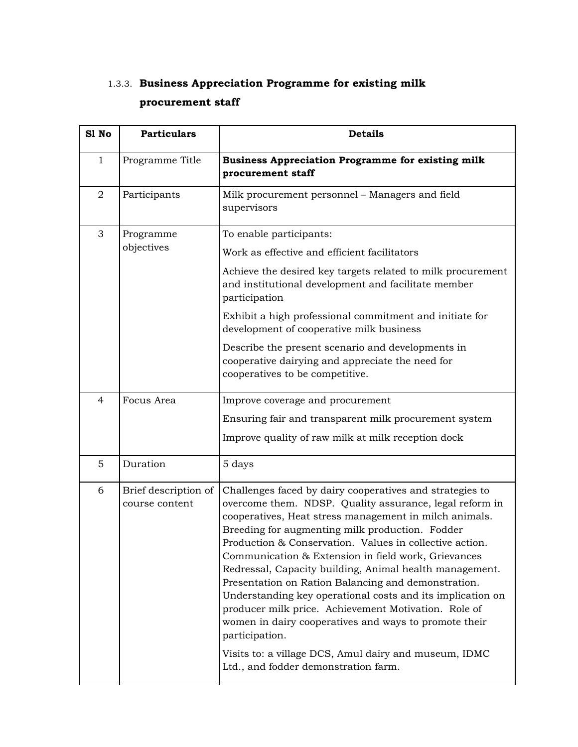### 1.3.3. Business Appreciation Programme for existing milk procurement staff

| Sl No | Particulars | Details |
|---|---|---|
| 1 | Programme Title | **Business Appreciation Programme for existing milk procurement staff** |
| 2 | Participants | Milk procurement personnel – Managers and field supervisors |
| 3 | Programme objectives | To enable participants:<br>Work as effective and efficient facilitators<br>Achieve the desired key targets related to milk procurement and institutional development and facilitate member participation<br>Exhibit a high professional commitment and initiate for development of cooperative milk business<br>Describe the present scenario and developments in cooperative dairying and appreciate the need for cooperatives to be competitive. |
| 4 | Focus Area | Improve coverage and procurement<br>Ensuring fair and transparent milk procurement system<br>Improve quality of raw milk at milk reception dock |
| 5 | Duration | 5 days |
| 6 | Brief description of course content | Challenges faced by dairy cooperatives and strategies to overcome them. NDSP. Quality assurance, legal reform in cooperatives, Heat stress management in milch animals. Breeding for augmenting milk production. Fodder Production & Conservation. Values in collective action. Communication & Extension in field work, Grievances Redressal, Capacity building, Animal health management. Presentation on Ration Balancing and demonstration. Understanding key operational costs and its implication on producer milk price. Achievement Motivation. Role of women in dairy cooperatives and ways to promote their participation.<br>Visits to: a village DCS, Amul dairy and museum, IDMC Ltd., and fodder demonstration farm. |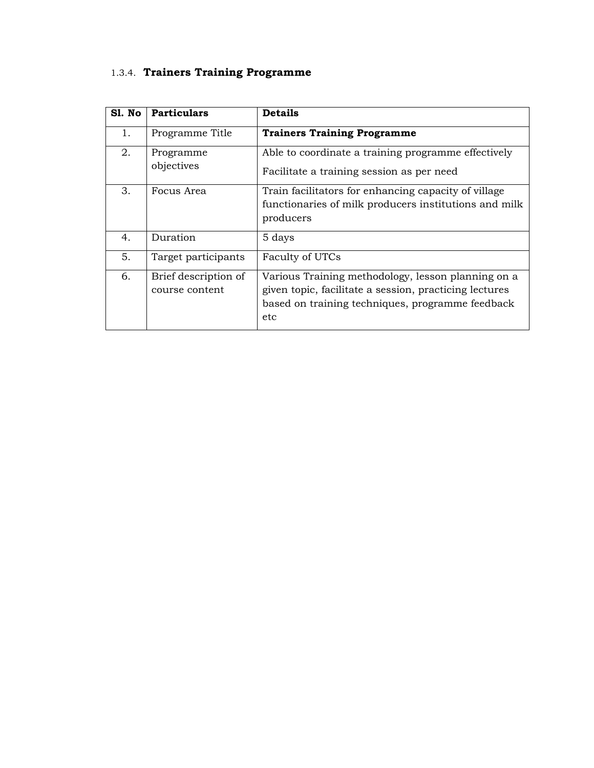### 1.3.4. **Trainers Training Programme**

| **Sl. No** | **Particulars** | **Details** |
|---|---|---|
| 1. | Programme Title | **Trainers Training Programme** |
| 2. | Programme objectives | Able to coordinate a training programme effectively<br>Facilitate a training session as per need |
| 3. | Focus Area | Train facilitators for enhancing capacity of village functionaries of milk producers institutions and milk producers |
| 4. | Duration | 5 days |
| 5. | Target participants | Faculty of UTCs |
| 6. | Brief description of course content | Various Training methodology, lesson planning on a given topic, facilitate a session, practicing lectures based on training techniques, programme feedback etc |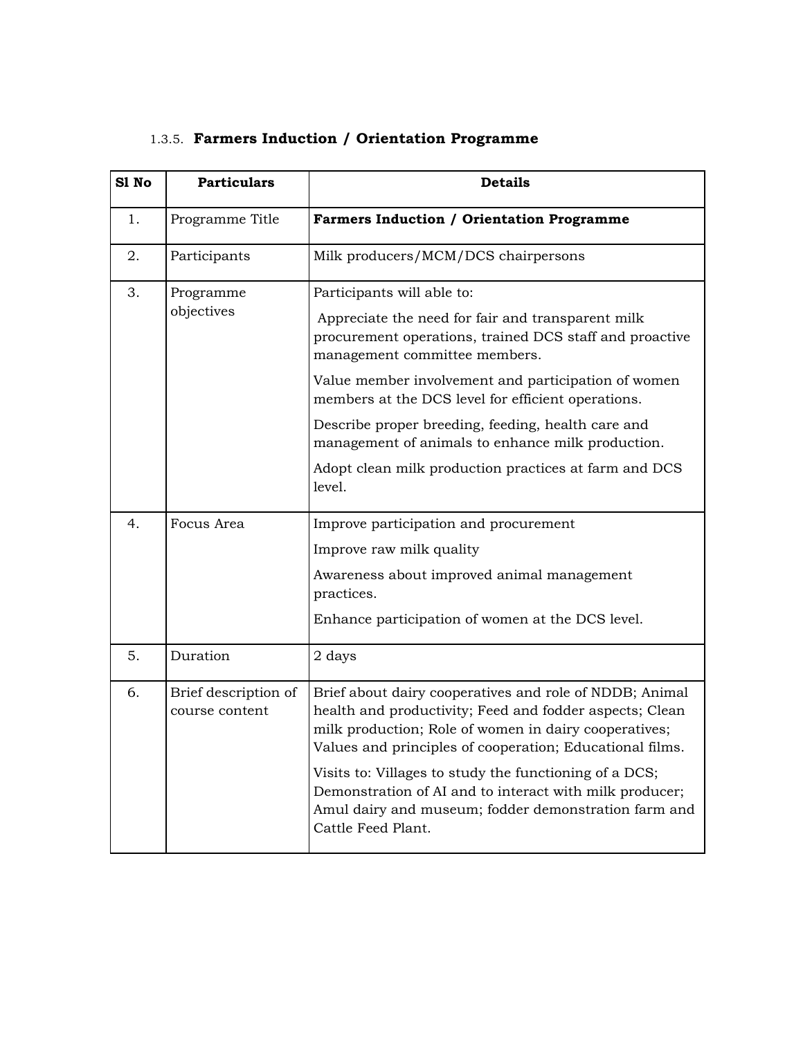### 1.3.5. **Farmers Induction / Orientation Programme**

| Sl No | Particulars | Details |
|---|---|---|
| 1. | Programme Title | **Farmers Induction / Orientation Programme** |
| 2. | Participants | Milk producers/MCM/DCS chairpersons |
| 3. | Programme objectives | Participants will able to:<br>Appreciate the need for fair and transparent milk procurement operations, trained DCS staff and proactive management committee members.<br>Value member involvement and participation of women members at the DCS level for efficient operations.<br>Describe proper breeding, feeding, health care and management of animals to enhance milk production.<br>Adopt clean milk production practices at farm and DCS level. |
| 4. | Focus Area | Improve participation and procurement<br>Improve raw milk quality<br>Awareness about improved animal management practices.<br>Enhance participation of women at the DCS level. |
| 5. | Duration | 2 days |
| 6. | Brief description of course content | Brief about dairy cooperatives and role of NDDB; Animal health and productivity; Feed and fodder aspects; Clean milk production; Role of women in dairy cooperatives; Values and principles of cooperation; Educational films.<br>Visits to: Villages to study the functioning of a DCS; Demonstration of AI and to interact with milk producer; Amul dairy and museum; fodder demonstration farm and Cattle Feed Plant. |